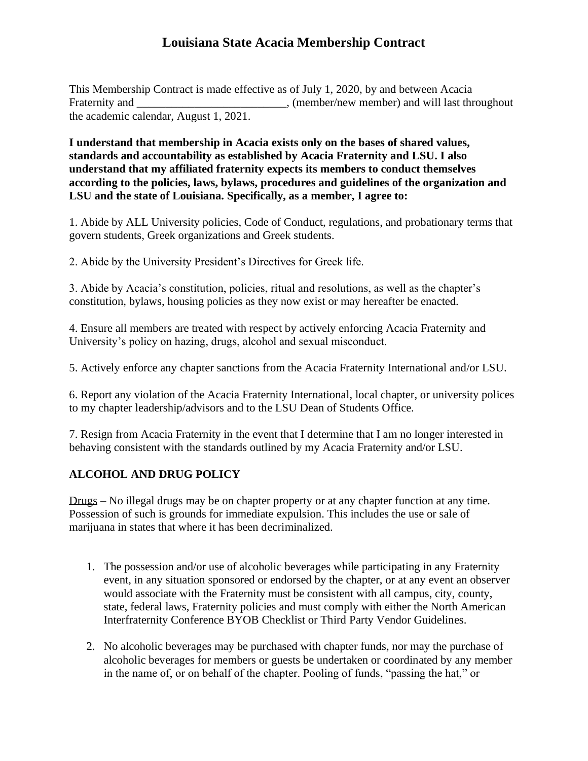# Louisiana State Acacia Membership Contract

This Membership Contract is made effective as of July 1, 2020, by and between Acacia Fraternity and __________________________, (member/new member) and will last throughout the academic calendar, August 1, 2021.

**I understand that membership in Acacia exists only on the bases of shared values, standards and accountability as established by Acacia Fraternity and LSU. I also understand that my affiliated fraternity expects its members to conduct themselves according to the policies, laws, bylaws, procedures and guidelines of the organization and LSU and the state of Louisiana. Specifically, as a member, I agree to:**

1. Abide by ALL University policies, Code of Conduct, regulations, and probationary terms that govern students, Greek organizations and Greek students.

2. Abide by the University President's Directives for Greek life.

3. Abide by Acacia's constitution, policies, ritual and resolutions, as well as the chapter's constitution, bylaws, housing policies as they now exist or may hereafter be enacted.

4. Ensure all members are treated with respect by actively enforcing Acacia Fraternity and University's policy on hazing, drugs, alcohol and sexual misconduct.

5. Actively enforce any chapter sanctions from the Acacia Fraternity International and/or LSU.

6. Report any violation of the Acacia Fraternity International, local chapter, or university polices to my chapter leadership/advisors and to the LSU Dean of Students Office.

7. Resign from Acacia Fraternity in the event that I determine that I am no longer interested in behaving consistent with the standards outlined by my Acacia Fraternity and/or LSU.

## ALCOHOL AND DRUG POLICY

<u>Drugs</u> – No illegal drugs may be on chapter property or at any chapter function at any time. Possession of such is grounds for immediate expulsion. This includes the use or sale of marijuana in states that where it has been decriminalized.

1. The possession and/or use of alcoholic beverages while participating in any Fraternity event, in any situation sponsored or endorsed by the chapter, or at any event an observer would associate with the Fraternity must be consistent with all campus, city, county, state, federal laws, Fraternity policies and must comply with either the North American Interfraternity Conference BYOB Checklist or Third Party Vendor Guidelines.

2. No alcoholic beverages may be purchased with chapter funds, nor may the purchase of alcoholic beverages for members or guests be undertaken or coordinated by any member in the name of, or on behalf of the chapter. Pooling of funds, "passing the hat," or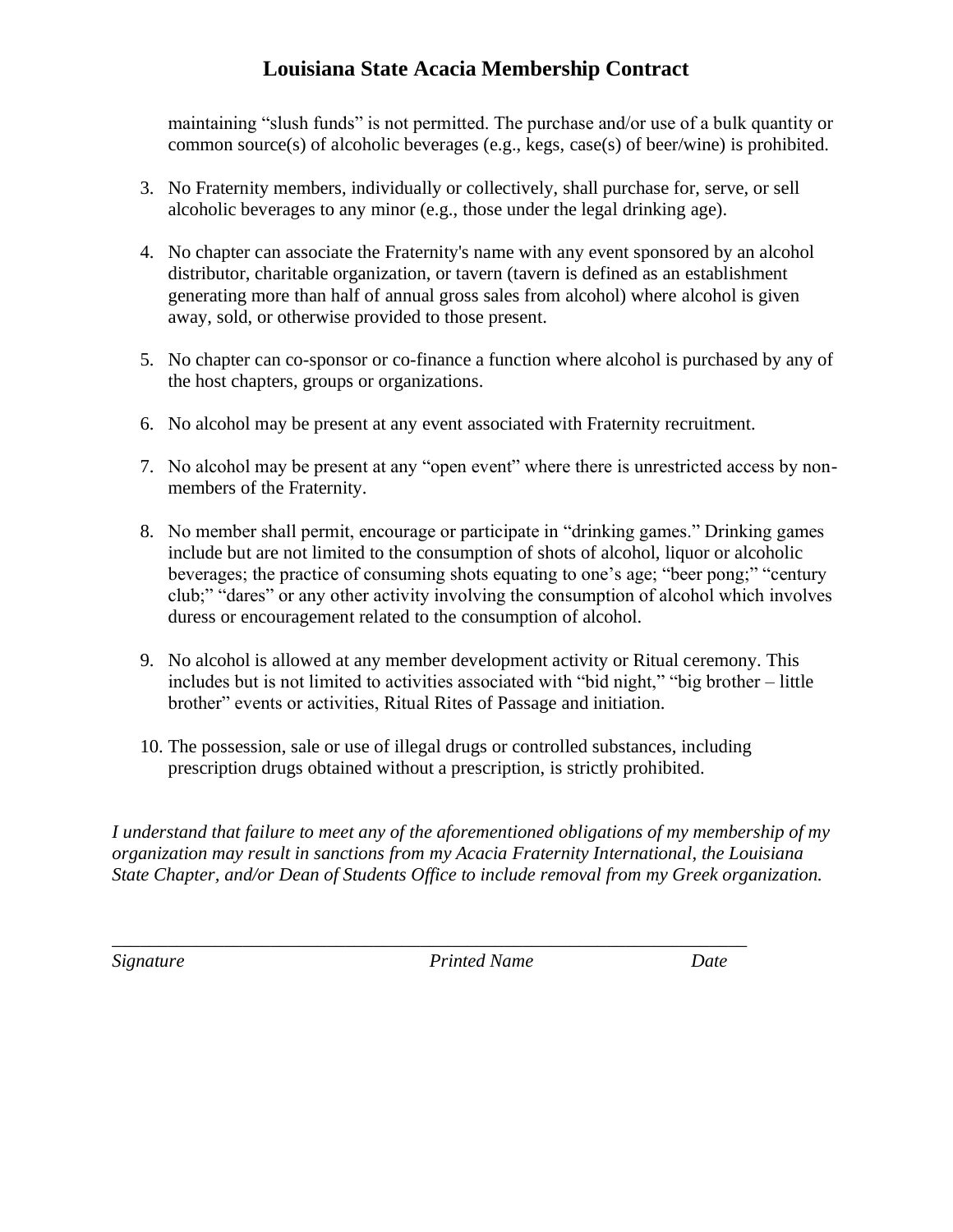maintaining "slush funds" is not permitted. The purchase and/or use of a bulk quantity or common source(s) of alcoholic beverages (e.g., kegs, case(s) of beer/wine) is prohibited.

3. No Fraternity members, individually or collectively, shall purchase for, serve, or sell alcoholic beverages to any minor (e.g., those under the legal drinking age).

4. No chapter can associate the Fraternity's name with any event sponsored by an alcohol distributor, charitable organization, or tavern (tavern is defined as an establishment generating more than half of annual gross sales from alcohol) where alcohol is given away, sold, or otherwise provided to those present.

5. No chapter can co-sponsor or co-finance a function where alcohol is purchased by any of the host chapters, groups or organizations.

6. No alcohol may be present at any event associated with Fraternity recruitment.

7. No alcohol may be present at any "open event" where there is unrestricted access by non-members of the Fraternity.

8. No member shall permit, encourage or participate in "drinking games." Drinking games include but are not limited to the consumption of shots of alcohol, liquor or alcoholic beverages; the practice of consuming shots equating to one's age; "beer pong;" "century club;" "dares" or any other activity involving the consumption of alcohol which involves duress or encouragement related to the consumption of alcohol.

9. No alcohol is allowed at any member development activity or Ritual ceremony. This includes but is not limited to activities associated with "bid night," "big brother – little brother" events or activities, Ritual Rites of Passage and initiation.

10. The possession, sale or use of illegal drugs or controlled substances, including prescription drugs obtained without a prescription, is strictly prohibited.

*I understand that failure to meet any of the aforementioned obligations of my membership of my organization may result in sanctions from my Acacia Fraternity International, the Louisiana State Chapter, and/or Dean of Students Office to include removal from my Greek organization.*

\_\_\_\_\_\_\_\_\_\_\_\_\_\_\_\_\_\_\_\_\_\_\_\_\_\_\_\_\_\_\_\_\_\_\_\_\_\_\_\_\_\_\_\_\_\_\_\_\_\_\_\_\_\_\_\_\_\_\_\_\_\_\_\_\_\_\_\_\_\_

*Signature* *Printed Name* *Date*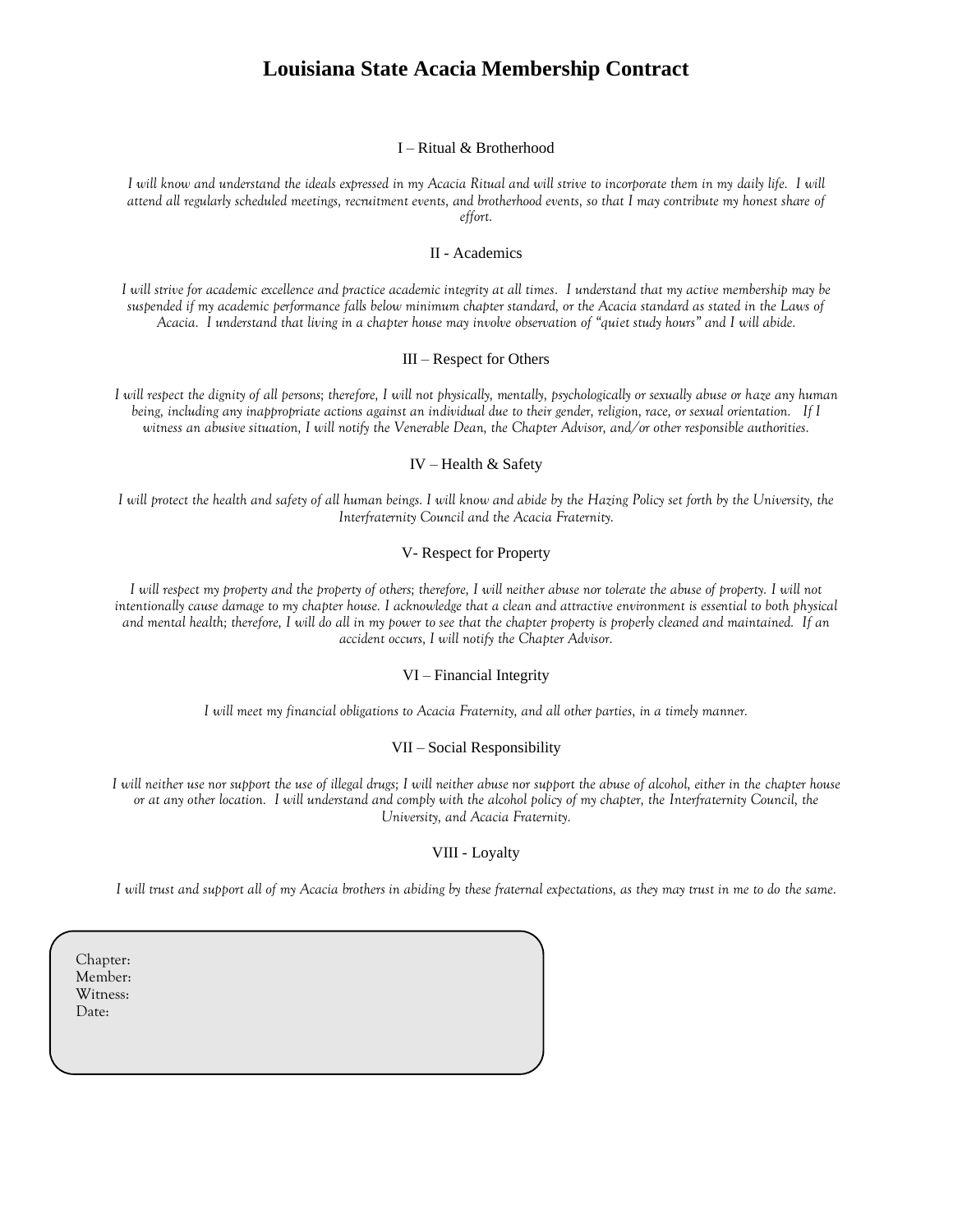# Louisiana State Acacia Membership Contract

## I – Ritual & Brotherhood

*I will know and understand the ideals expressed in my Acacia Ritual and will strive to incorporate them in my daily life. I will attend all regularly scheduled meetings, recruitment events, and brotherhood events, so that I may contribute my honest share of effort.*

## II - Academics

*I will strive for academic excellence and practice academic integrity at all times. I understand that my active membership may be suspended if my academic performance falls below minimum chapter standard, or the Acacia standard as stated in the Laws of Acacia. I understand that living in a chapter house may involve observation of "quiet study hours" and I will abide.*

## III – Respect for Others

*I will respect the dignity of all persons; therefore, I will not physically, mentally, psychologically or sexually abuse or haze any human being, including any inappropriate actions against an individual due to their gender, religion, race, or sexual orientation. If I witness an abusive situation, I will notify the Venerable Dean, the Chapter Advisor, and/or other responsible authorities.*

## IV – Health & Safety

*I will protect the health and safety of all human beings. I will know and abide by the Hazing Policy set forth by the University, the Interfraternity Council and the Acacia Fraternity.*

## V- Respect for Property

*I will respect my property and the property of others; therefore, I will neither abuse nor tolerate the abuse of property. I will not intentionally cause damage to my chapter house. I acknowledge that a clean and attractive environment is essential to both physical and mental health; therefore, I will do all in my power to see that the chapter property is properly cleaned and maintained. If an accident occurs, I will notify the Chapter Advisor.*

## VI – Financial Integrity

*I will meet my financial obligations to Acacia Fraternity, and all other parties, in a timely manner.*

## VII – Social Responsibility

*I will neither use nor support the use of illegal drugs; I will neither abuse nor support the abuse of alcohol, either in the chapter house or at any other location. I will understand and comply with the alcohol policy of my chapter, the Interfraternity Council, the University, and Acacia Fraternity.*

## VIII - Loyalty

*I will trust and support all of my Acacia brothers in abiding by these fraternal expectations, as they may trust in me to do the same.*

Chapter:
Member:
Witness:
Date: